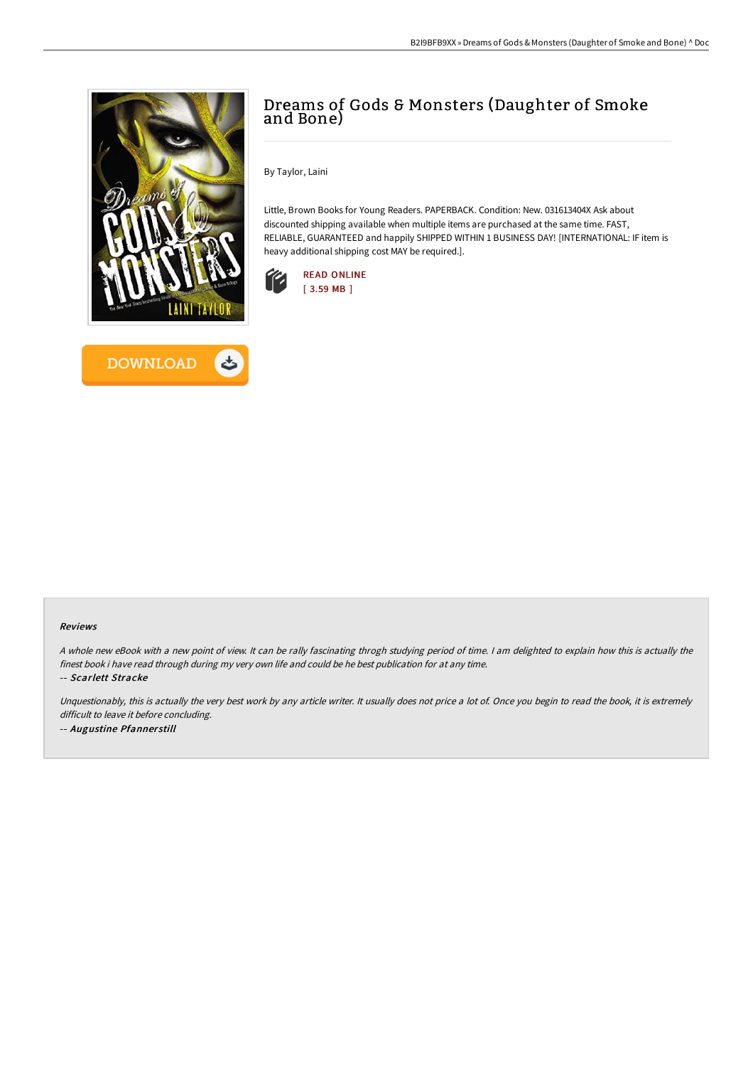# Dreams of Gods & Monsters (Daughter of Smoke and Bone)

By Taylor, Laini

Little, Brown Books for Young Readers. PAPERBACK. Condition: New. 031613404X Ask about discounted shipping available when multiple items are purchased at the same time. FAST, RELIABLE, GUARANTEED and happily SHIPPED WITHIN 1 BUSINESS DAY! [INTERNATIONAL: IF item is heavy additional shipping cost MAY be required.].

READ ONLINE
[ 3.59 MB ]

DOWNLOAD

### Reviews

*A whole new eBook with a new point of view. It can be rally fascinating throgh studying period of time. I am delighted to explain how this is actually the finest book i have read through during my very own life and could be he best publication for at any time.*

*-- Scarlett Stracke*

*Unquestionably, this is actually the very best work by any article writer. It usually does not price a lot of. Once you begin to read the book, it is extremely difficult to leave it before concluding.*

*-- Augustine Pfannerstill*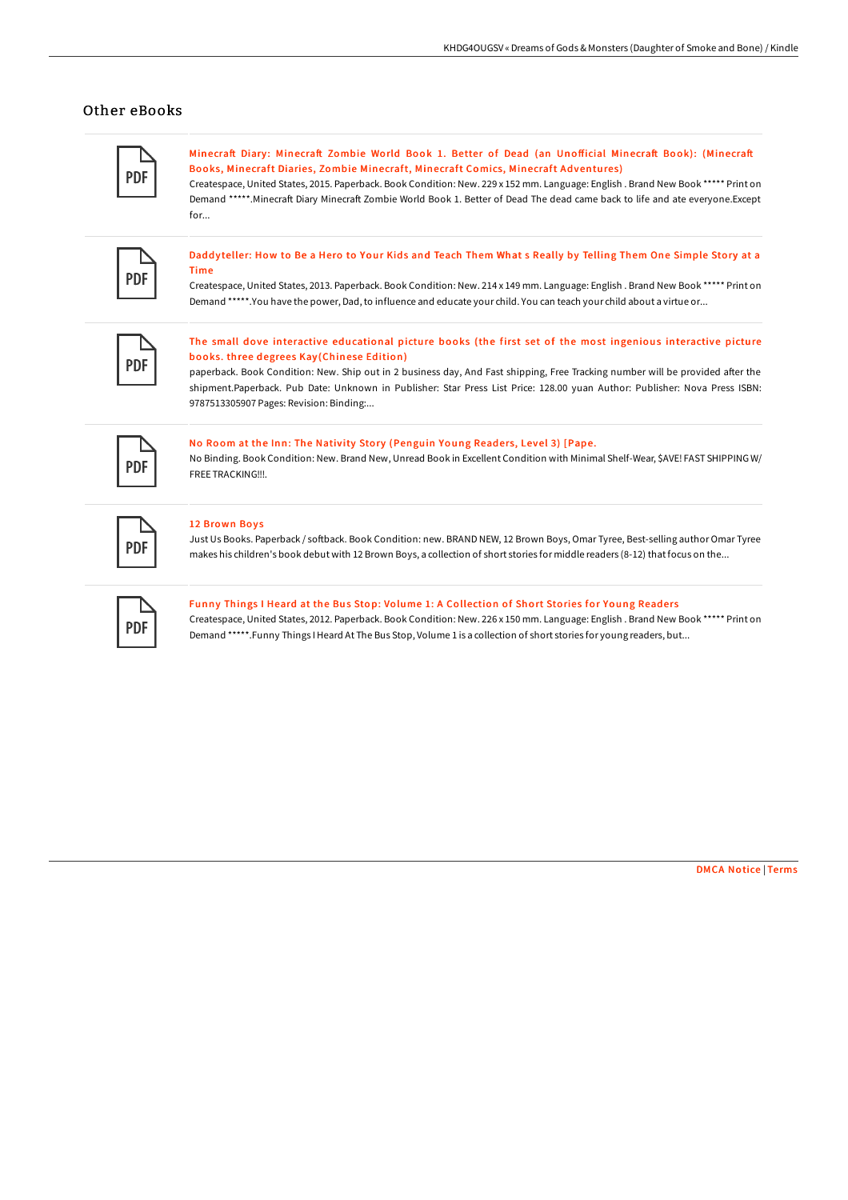## Other eBooks

**Minecraft Diary: Minecraft Zombie World Book 1. Better of Dead (an Unofficial Minecraft Book): (Minecraft Books, Minecraft Diaries, Zombie Minecraft, Minecraft Comics, Minecraft Adventures)**

Createspace, United States, 2015. Paperback. Book Condition: New. 229 x 152 mm. Language: English . Brand New Book ***** Print on Demand *****.Minecraft Diary Minecraft Zombie World Book 1. Better of Dead The dead came back to life and ate everyone.Except for...

**Daddyteller: How to Be a Hero to Your Kids and Teach Them What s Really by Telling Them One Simple Story at a Time**

Createspace, United States, 2013. Paperback. Book Condition: New. 214 x 149 mm. Language: English . Brand New Book ***** Print on Demand *****.You have the power, Dad, to influence and educate your child. You can teach your child about a virtue or...

**The small dove interactive educational picture books (the first set of the most ingenious interactive picture books. three degrees Kay(Chinese Edition)**

paperback. Book Condition: New. Ship out in 2 business day, And Fast shipping, Free Tracking number will be provided after the shipment.Paperback. Pub Date: Unknown in Publisher: Star Press List Price: 128.00 yuan Author: Publisher: Nova Press ISBN: 9787513305907 Pages: Revision: Binding:...

**No Room at the Inn: The Nativity Story (Penguin Young Readers, Level 3) [Pape.**

No Binding. Book Condition: New. Brand New, Unread Book in Excellent Condition with Minimal Shelf-Wear, $AVE! FAST SHIPPING W/ FREE TRACKING!!!.

**12 Brown Boys**

Just Us Books. Paperback / softback. Book Condition: new. BRAND NEW, 12 Brown Boys, Omar Tyree, Best-selling author Omar Tyree makes his children's book debut with 12 Brown Boys, a collection of short stories for middle readers (8-12) that focus on the...

**Funny Things I Heard at the Bus Stop: Volume 1: A Collection of Short Stories for Young Readers**

Createspace, United States, 2012. Paperback. Book Condition: New. 226 x 150 mm. Language: English . Brand New Book ***** Print on Demand *****.Funny Things I Heard At The Bus Stop, Volume 1 is a collection of short stories for young readers, but...